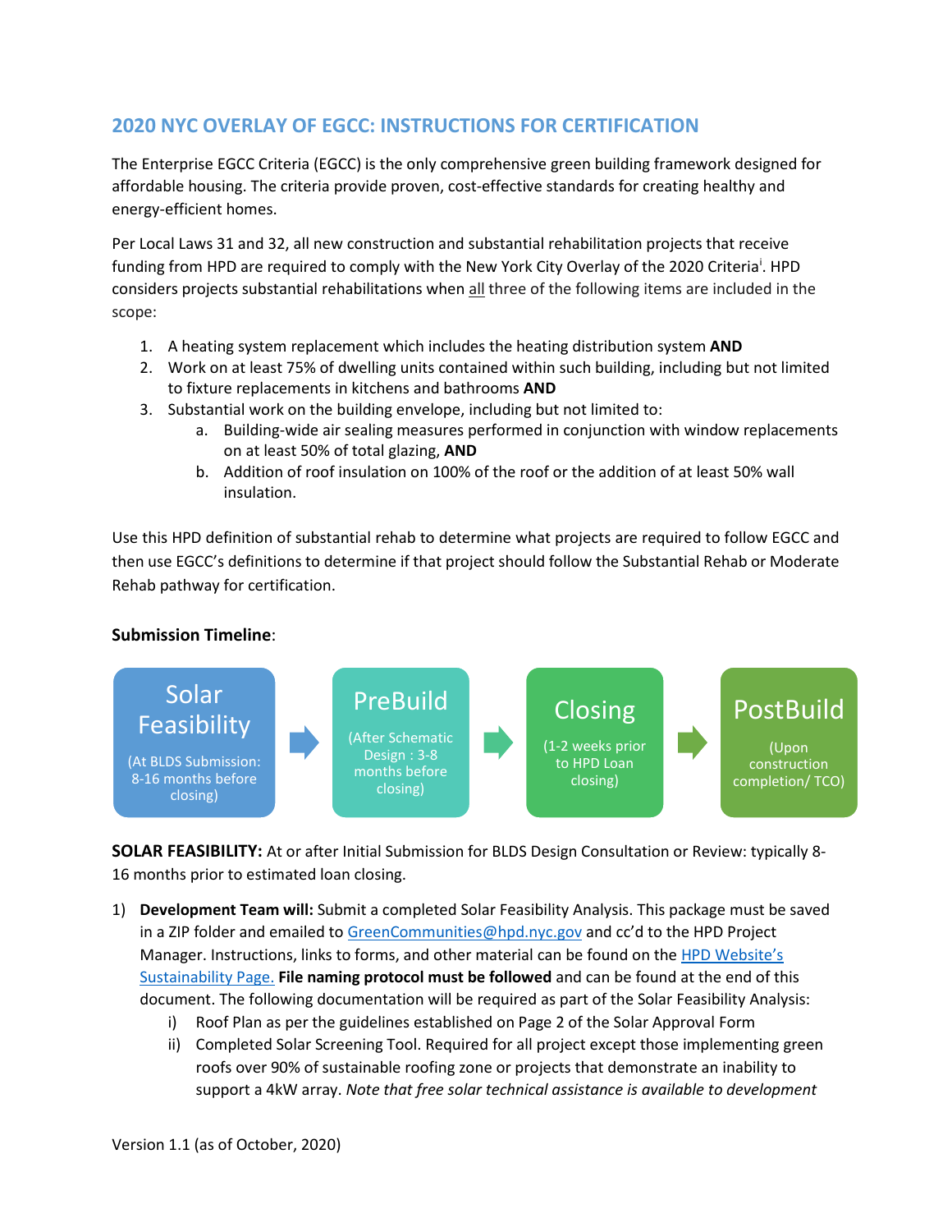## 2020 NYC OVERLAY OF EGCC: INSTRUCTIONS FOR CERTIFICATION

The Enterprise EGCC Criteria (EGCC) is the only comprehensive green building framework designed for affordable housing. The criteria provide proven, cost-effective standards for creating healthy and energy-efficient homes.

Per Local Laws 31 and 32, all new construction and substantial rehabilitation projects that receive funding from HPD are required to comply with the New York City Overlay of the 2020 Criteria[i]. HPD considers projects substantial rehabilitations when all three of the following items are included in the scope:

1. A heating system replacement which includes the heating distribution system **AND**
2. Work on at least 75% of dwelling units contained within such building, including but not limited to fixture replacements in kitchens and bathrooms **AND**
3. Substantial work on the building envelope, including but not limited to:
   a. Building-wide air sealing measures performed in conjunction with window replacements on at least 50% of total glazing, **AND**
   b. Addition of roof insulation on 100% of the roof or the addition of at least 50% wall insulation.

Use this HPD definition of substantial rehab to determine what projects are required to follow EGCC and then use EGCC's definitions to determine if that project should follow the Substantial Rehab or Moderate Rehab pathway for certification.

**Submission Timeline**:

Solar Feasibility (At BLDS Submission: 8-16 months before closing) → PreBuild (After Schematic Design : 3-8 months before closing) → Closing (1-2 weeks prior to HPD Loan closing) → PostBuild (Upon construction completion/ TCO)

**SOLAR FEASIBILITY:** At or after Initial Submission for BLDS Design Consultation or Review: typically 8-16 months prior to estimated loan closing.

1) **Development Team will:** Submit a completed Solar Feasibility Analysis. This package must be saved in a ZIP folder and emailed to GreenCommunities@hpd.nyc.gov and cc'd to the HPD Project Manager. Instructions, links to forms, and other material can be found on the HPD Website's Sustainability Page. **File naming protocol must be followed** and can be found at the end of this document. The following documentation will be required as part of the Solar Feasibility Analysis:
   i) Roof Plan as per the guidelines established on Page 2 of the Solar Approval Form
   ii) Completed Solar Screening Tool. Required for all project except those implementing green roofs over 90% of sustainable roofing zone or projects that demonstrate an inability to support a 4kW array. *Note that free solar technical assistance is available to development*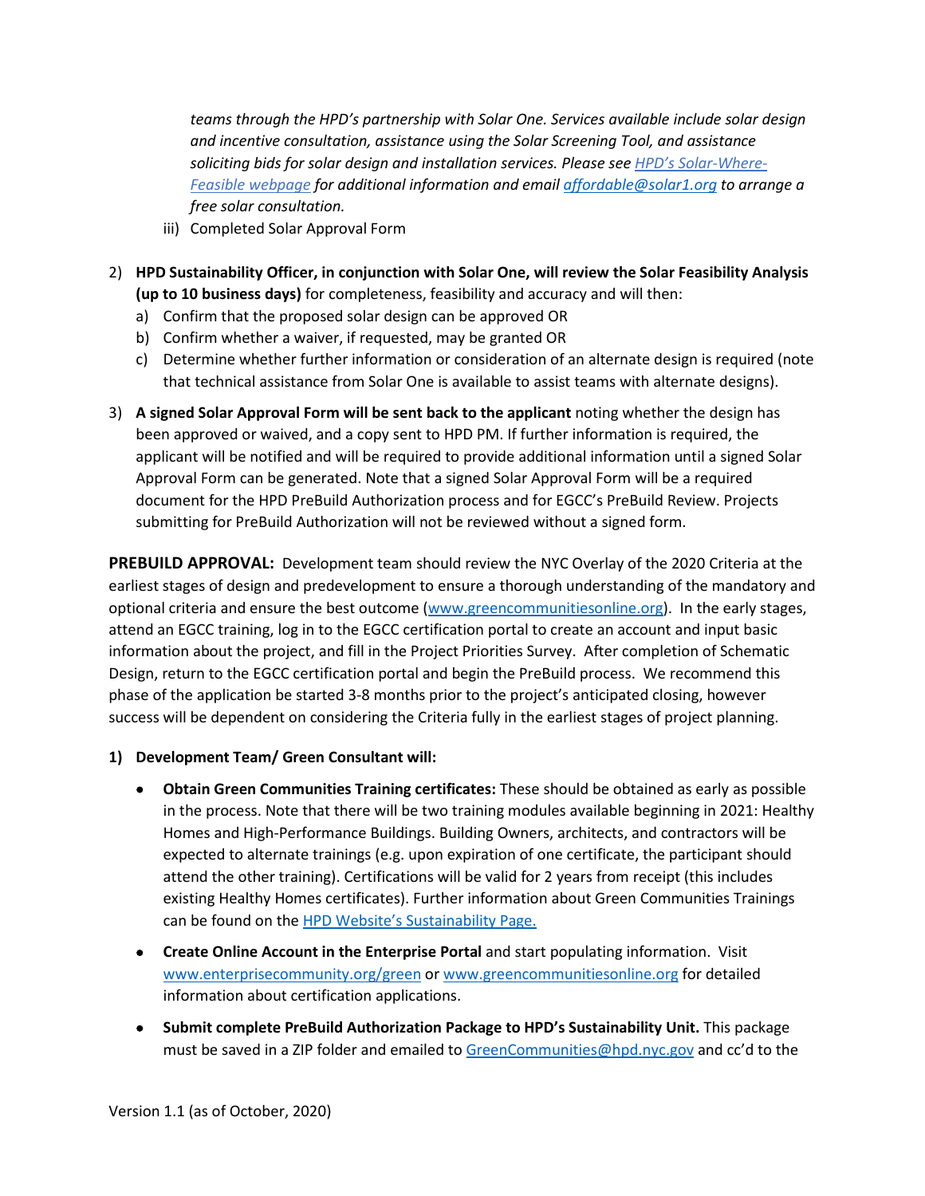*teams through the HPD's partnership with Solar One. Services available include solar design and incentive consultation, assistance using the Solar Screening Tool, and assistance soliciting bids for solar design and installation services. Please see [HPD's Solar-Where-Feasible webpage](#) for additional information and email [affordable@solar1.org](mailto:affordable@solar1.org) to arrange a free solar consultation.*

   iii) Completed Solar Approval Form

2) **HPD Sustainability Officer, in conjunction with Solar One, will review the Solar Feasibility Analysis (up to 10 business days)** for completeness, feasibility and accuracy and will then:
   a) Confirm that the proposed solar design can be approved OR
   b) Confirm whether a waiver, if requested, may be granted OR
   c) Determine whether further information or consideration of an alternate design is required (note that technical assistance from Solar One is available to assist teams with alternate designs).

3) **A signed Solar Approval Form will be sent back to the applicant** noting whether the design has been approved or waived, and a copy sent to HPD PM. If further information is required, the applicant will be notified and will be required to provide additional information until a signed Solar Approval Form can be generated. Note that a signed Solar Approval Form will be a required document for the HPD PreBuild Authorization process and for EGCC's PreBuild Review. Projects submitting for PreBuild Authorization will not be reviewed without a signed form.

**PREBUILD APPROVAL:** Development team should review the NYC Overlay of the 2020 Criteria at the earliest stages of design and predevelopment to ensure a thorough understanding of the mandatory and optional criteria and ensure the best outcome ([www.greencommunitiesonline.org](http://www.greencommunitiesonline.org)). In the early stages, attend an EGCC training, log in to the EGCC certification portal to create an account and input basic information about the project, and fill in the Project Priorities Survey. After completion of Schematic Design, return to the EGCC certification portal and begin the PreBuild process. We recommend this phase of the application be started 3-8 months prior to the project's anticipated closing, however success will be dependent on considering the Criteria fully in the earliest stages of project planning.

**1) Development Team/ Green Consultant will:**

- **Obtain Green Communities Training certificates:** These should be obtained as early as possible in the process. Note that there will be two training modules available beginning in 2021: Healthy Homes and High-Performance Buildings. Building Owners, architects, and contractors will be expected to alternate trainings (e.g. upon expiration of one certificate, the participant should attend the other training). Certifications will be valid for 2 years from receipt (this includes existing Healthy Homes certificates). Further information about Green Communities Trainings can be found on the [HPD Website's Sustainability Page.](#)

- **Create Online Account in the Enterprise Portal** and start populating information. Visit [www.enterprisecommunity.org/green](http://www.enterprisecommunity.org/green) or [www.greencommunitiesonline.org](http://www.greencommunitiesonline.org) for detailed information about certification applications.

- **Submit complete PreBuild Authorization Package to HPD's Sustainability Unit.** This package must be saved in a ZIP folder and emailed to [GreenCommunities@hpd.nyc.gov](mailto:GreenCommunities@hpd.nyc.gov) and cc'd to the

Version 1.1 (as of October, 2020)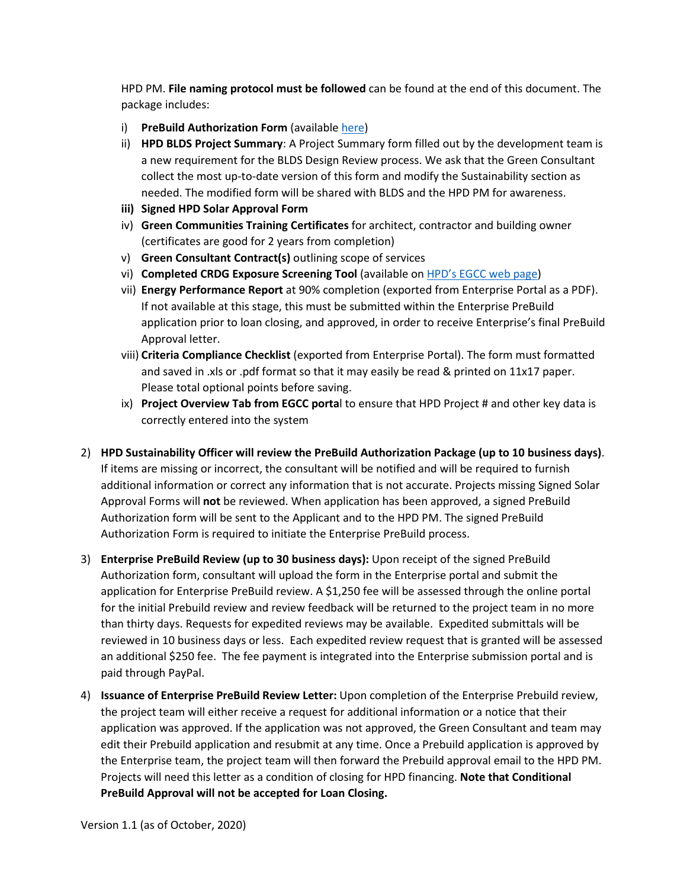HPD PM. **File naming protocol must be followed** can be found at the end of this document. The package includes:

i) **PreBuild Authorization Form** (available [here](here))
ii) **HPD BLDS Project Summary**: A Project Summary form filled out by the development team is a new requirement for the BLDS Design Review process. We ask that the Green Consultant collect the most up-to-date version of this form and modify the Sustainability section as needed. The modified form will be shared with BLDS and the HPD PM for awareness.
**iii) Signed HPD Solar Approval Form**
iv) **Green Communities Training Certificates** for architect, contractor and building owner (certificates are good for 2 years from completion)
v) **Green Consultant Contract(s)** outlining scope of services
vi) **Completed CRDG Exposure Screening Tool** (available on [HPD's EGCC web page](HPD's EGCC web page))
vii) **Energy Performance Report** at 90% completion (exported from Enterprise Portal as a PDF). If not available at this stage, this must be submitted within the Enterprise PreBuild application prior to loan closing, and approved, in order to receive Enterprise's final PreBuild Approval letter.
viii) **Criteria Compliance Checklist** (exported from Enterprise Portal). The form must formatted and saved in .xls or .pdf format so that it may easily be read & printed on 11x17 paper. Please total optional points before saving.
ix) **Project Overview Tab from EGCC porta**l to ensure that HPD Project # and other key data is correctly entered into the system

2) **HPD Sustainability Officer will review the PreBuild Authorization Package (up to 10 business days)**. If items are missing or incorrect, the consultant will be notified and will be required to furnish additional information or correct any information that is not accurate. Projects missing Signed Solar Approval Forms will **not** be reviewed. When application has been approved, a signed PreBuild Authorization form will be sent to the Applicant and to the HPD PM. The signed PreBuild Authorization Form is required to initiate the Enterprise PreBuild process.

3) **Enterprise PreBuild Review (up to 30 business days):** Upon receipt of the signed PreBuild Authorization form, consultant will upload the form in the Enterprise portal and submit the application for Enterprise PreBuild review. A $1,250 fee will be assessed through the online portal for the initial Prebuild review and review feedback will be returned to the project team in no more than thirty days. Requests for expedited reviews may be available. Expedited submittals will be reviewed in 10 business days or less. Each expedited review request that is granted will be assessed an additional $250 fee. The fee payment is integrated into the Enterprise submission portal and is paid through PayPal.

4) **Issuance of Enterprise PreBuild Review Letter:** Upon completion of the Enterprise Prebuild review, the project team will either receive a request for additional information or a notice that their application was approved. If the application was not approved, the Green Consultant and team may edit their Prebuild application and resubmit at any time. Once a Prebuild application is approved by the Enterprise team, the project team will then forward the Prebuild approval email to the HPD PM. Projects will need this letter as a condition of closing for HPD financing. **Note that Conditional PreBuild Approval will not be accepted for Loan Closing.**

Version 1.1 (as of October, 2020)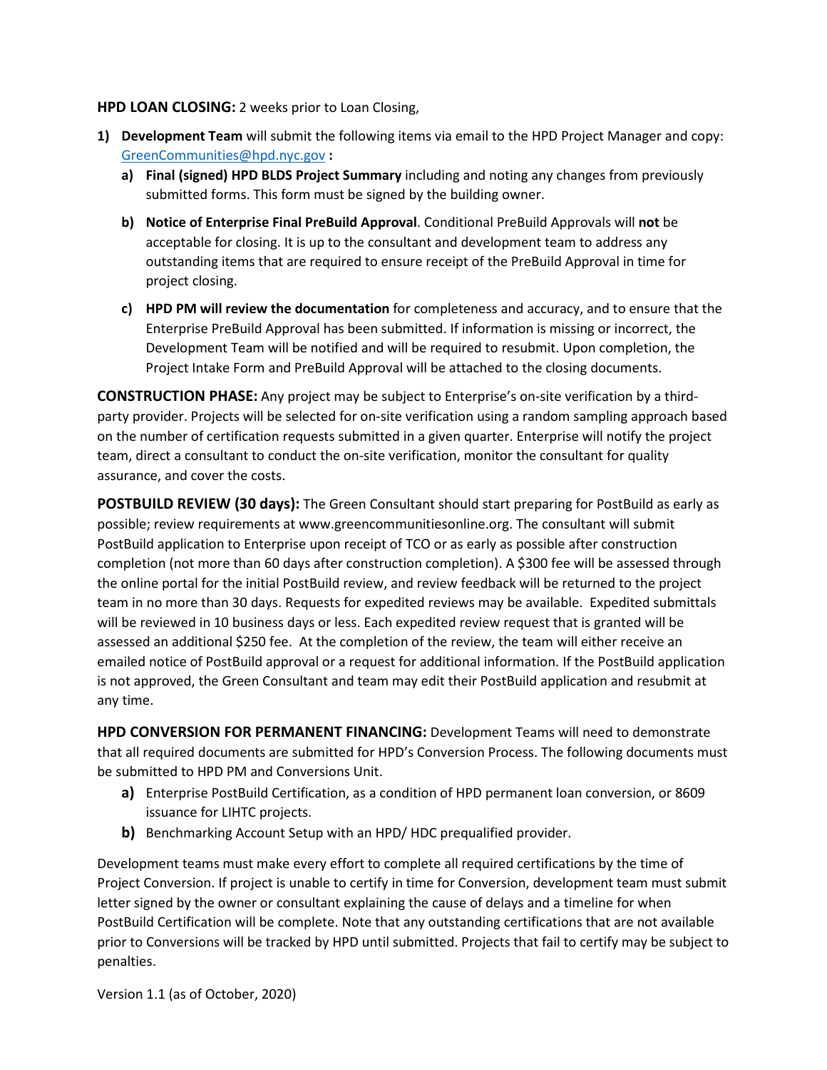**HPD LOAN CLOSING:** 2 weeks prior to Loan Closing,

1) **Development Team** will submit the following items via email to the HPD Project Manager and copy: GreenCommunities@hpd.nyc.gov **:**
   a) **Final (signed) HPD BLDS Project Summary** including and noting any changes from previously submitted forms. This form must be signed by the building owner.
   b) **Notice of Enterprise Final PreBuild Approval**. Conditional PreBuild Approvals will **not** be acceptable for closing. It is up to the consultant and development team to address any outstanding items that are required to ensure receipt of the PreBuild Approval in time for project closing.
   c) **HPD PM will review the documentation** for completeness and accuracy, and to ensure that the Enterprise PreBuild Approval has been submitted. If information is missing or incorrect, the Development Team will be notified and will be required to resubmit. Upon completion, the Project Intake Form and PreBuild Approval will be attached to the closing documents.

**CONSTRUCTION PHASE:** Any project may be subject to Enterprise's on-site verification by a third-party provider. Projects will be selected for on-site verification using a random sampling approach based on the number of certification requests submitted in a given quarter. Enterprise will notify the project team, direct a consultant to conduct the on-site verification, monitor the consultant for quality assurance, and cover the costs.

**POSTBUILD REVIEW (30 days):** The Green Consultant should start preparing for PostBuild as early as possible; review requirements at www.greencommunitiesonline.org. The consultant will submit PostBuild application to Enterprise upon receipt of TCO or as early as possible after construction completion (not more than 60 days after construction completion). A $300 fee will be assessed through the online portal for the initial PostBuild review, and review feedback will be returned to the project team in no more than 30 days. Requests for expedited reviews may be available. Expedited submittals will be reviewed in 10 business days or less. Each expedited review request that is granted will be assessed an additional $250 fee. At the completion of the review, the team will either receive an emailed notice of PostBuild approval or a request for additional information. If the PostBuild application is not approved, the Green Consultant and team may edit their PostBuild application and resubmit at any time.

**HPD CONVERSION FOR PERMANENT FINANCING:** Development Teams will need to demonstrate that all required documents are submitted for HPD's Conversion Process. The following documents must be submitted to HPD PM and Conversions Unit.

a) Enterprise PostBuild Certification, as a condition of HPD permanent loan conversion, or 8609 issuance for LIHTC projects.
b) Benchmarking Account Setup with an HPD/ HDC prequalified provider.

Development teams must make every effort to complete all required certifications by the time of Project Conversion. If project is unable to certify in time for Conversion, development team must submit letter signed by the owner or consultant explaining the cause of delays and a timeline for when PostBuild Certification will be complete. Note that any outstanding certifications that are not available prior to Conversions will be tracked by HPD until submitted. Projects that fail to certify may be subject to penalties.

Version 1.1 (as of October, 2020)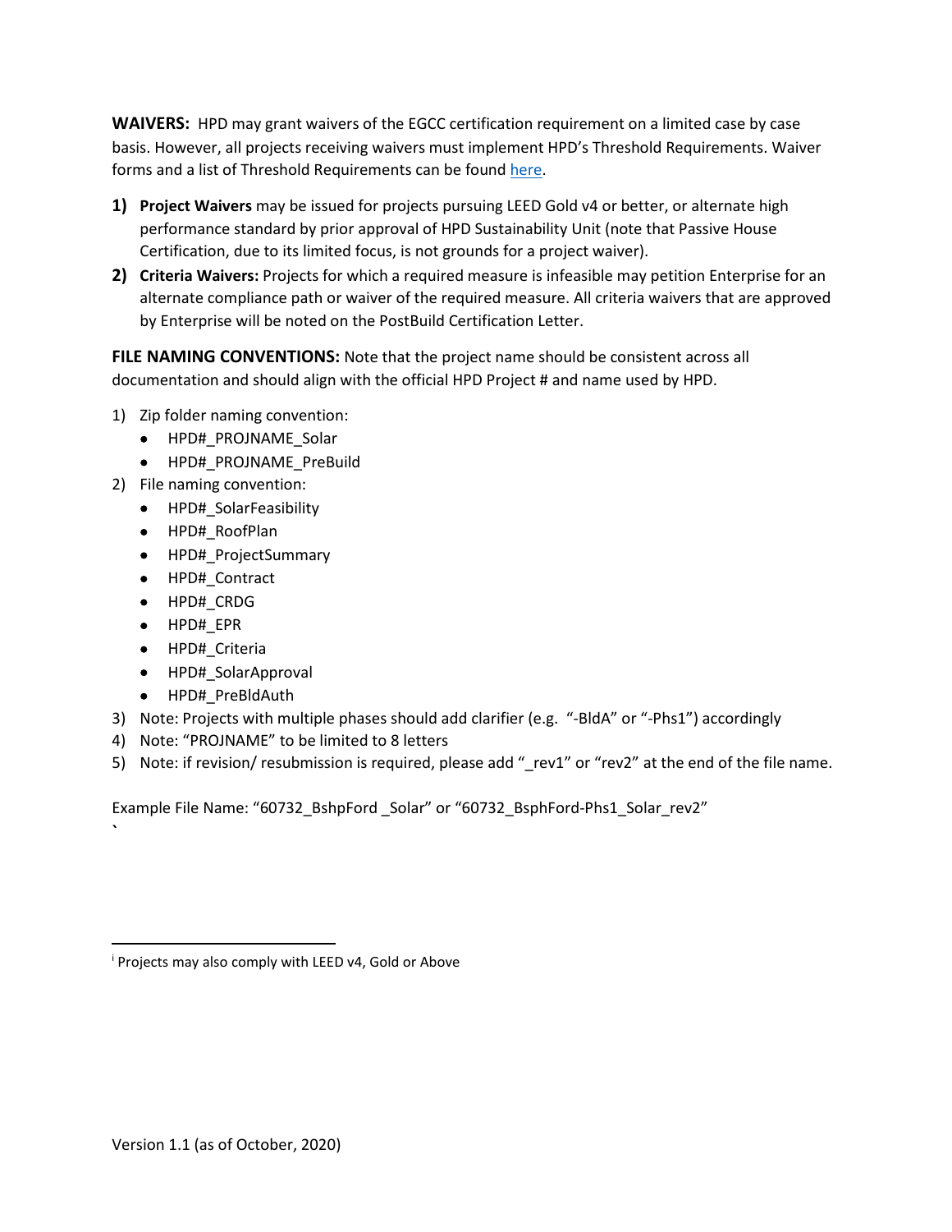**WAIVERS:** HPD may grant waivers of the EGCC certification requirement on a limited case by case basis. However, all projects receiving waivers must implement HPD's Threshold Requirements. Waiver forms and a list of Threshold Requirements can be found here.

1) **Project Waivers** may be issued for projects pursuing LEED Gold v4 or better, or alternate high performance standard by prior approval of HPD Sustainability Unit (note that Passive House Certification, due to its limited focus, is not grounds for a project waiver).
2) **Criteria Waivers:** Projects for which a required measure is infeasible may petition Enterprise for an alternate compliance path or waiver of the required measure. All criteria waivers that are approved by Enterprise will be noted on the PostBuild Certification Letter.

**FILE NAMING CONVENTIONS:** Note that the project name should be consistent across all documentation and should align with the official HPD Project # and name used by HPD.

1) Zip folder naming convention:
   - HPD#_PROJNAME_Solar
   - HPD#_PROJNAME_PreBuild
2) File naming convention:
   - HPD#_SolarFeasibility
   - HPD#_RoofPlan
   - HPD#_ProjectSummary
   - HPD#_Contract
   - HPD#_CRDG
   - HPD#_EPR
   - HPD#_Criteria
   - HPD#_SolarApproval
   - HPD#_PreBldAuth
3) Note: Projects with multiple phases should add clarifier (e.g. "-BldA" or "-Phs1") accordingly
4) Note: "PROJNAME" to be limited to 8 letters
5) Note: if revision/ resubmission is required, please add "_rev1" or "rev2" at the end of the file name.

Example File Name: "60732_BshpFord _Solar" or "60732_BsphFord-Phs1_Solar_rev2"
`

---

[i] Projects may also comply with LEED v4, Gold or Above

Version 1.1 (as of October, 2020)